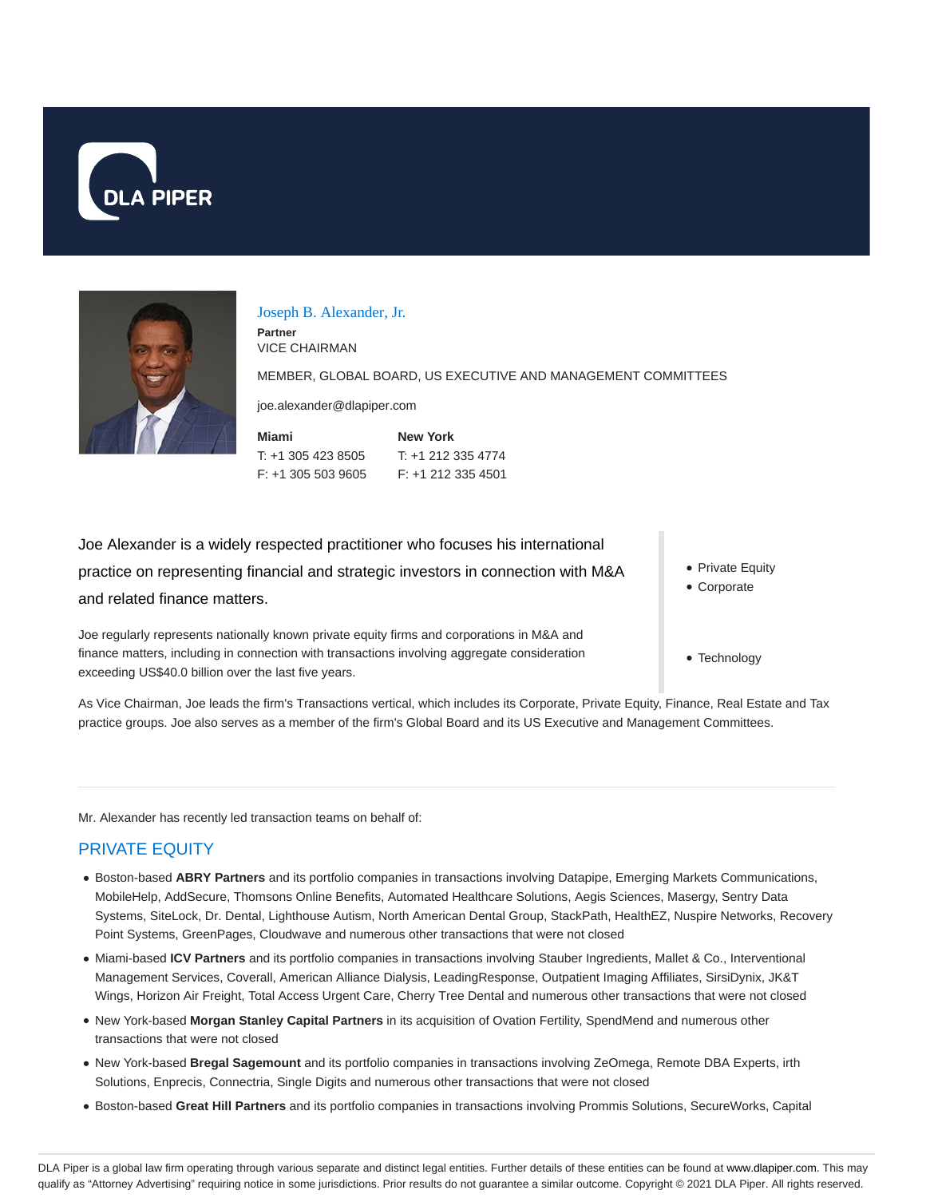# Joseph B. Alexander, Jr.

**Partner**

VICE CHAIRMAN

MEMBER, GLOBAL BOARD, US EXECUTIVE AND MANAGEMENT COMMITTEES

joe.alexander@dlapiper.com

**Miami**
T: +1 305 423 8505
F: +1 305 503 9605

**New York**
T: +1 212 335 4774
F: +1 212 335 4501

Joe Alexander is a widely respected practitioner who focuses his international practice on representing financial and strategic investors in connection with M&A and related finance matters.

Joe regularly represents nationally known private equity firms and corporations in M&A and finance matters, including in connection with transactions involving aggregate consideration exceeding US$40.0 billion over the last five years.

- Private Equity
- Corporate
- Technology

As Vice Chairman, Joe leads the firm's Transactions vertical, which includes its Corporate, Private Equity, Finance, Real Estate and Tax practice groups. Joe also serves as a member of the firm's Global Board and its US Executive and Management Committees.

Mr. Alexander has recently led transaction teams on behalf of:

## PRIVATE EQUITY

- Boston-based **ABRY Partners** and its portfolio companies in transactions involving Datapipe, Emerging Markets Communications, MobileHelp, AddSecure, Thomsons Online Benefits, Automated Healthcare Solutions, Aegis Sciences, Masergy, Sentry Data Systems, SiteLock, Dr. Dental, Lighthouse Autism, North American Dental Group, StackPath, HealthEZ, Nuspire Networks, Recovery Point Systems, GreenPages, Cloudwave and numerous other transactions that were not closed
- Miami-based **ICV Partners** and its portfolio companies in transactions involving Stauber Ingredients, Mallet & Co., Interventional Management Services, Coverall, American Alliance Dialysis, LeadingResponse, Outpatient Imaging Affiliates, SirsiDynix, JK&T Wings, Horizon Air Freight, Total Access Urgent Care, Cherry Tree Dental and numerous other transactions that were not closed
- New York-based **Morgan Stanley Capital Partners** in its acquisition of Ovation Fertility, SpendMend and numerous other transactions that were not closed
- New York-based **Bregal Sagemount** and its portfolio companies in transactions involving ZeOmega, Remote DBA Experts, irth Solutions, Enprecis, Connectria, Single Digits and numerous other transactions that were not closed
- Boston-based **Great Hill Partners** and its portfolio companies in transactions involving Prommis Solutions, SecureWorks, Capital

DLA Piper is a global law firm operating through various separate and distinct legal entities. Further details of these entities can be found at www.dlapiper.com. This may qualify as "Attorney Advertising" requiring notice in some jurisdictions. Prior results do not guarantee a similar outcome. Copyright © 2021 DLA Piper. All rights reserved.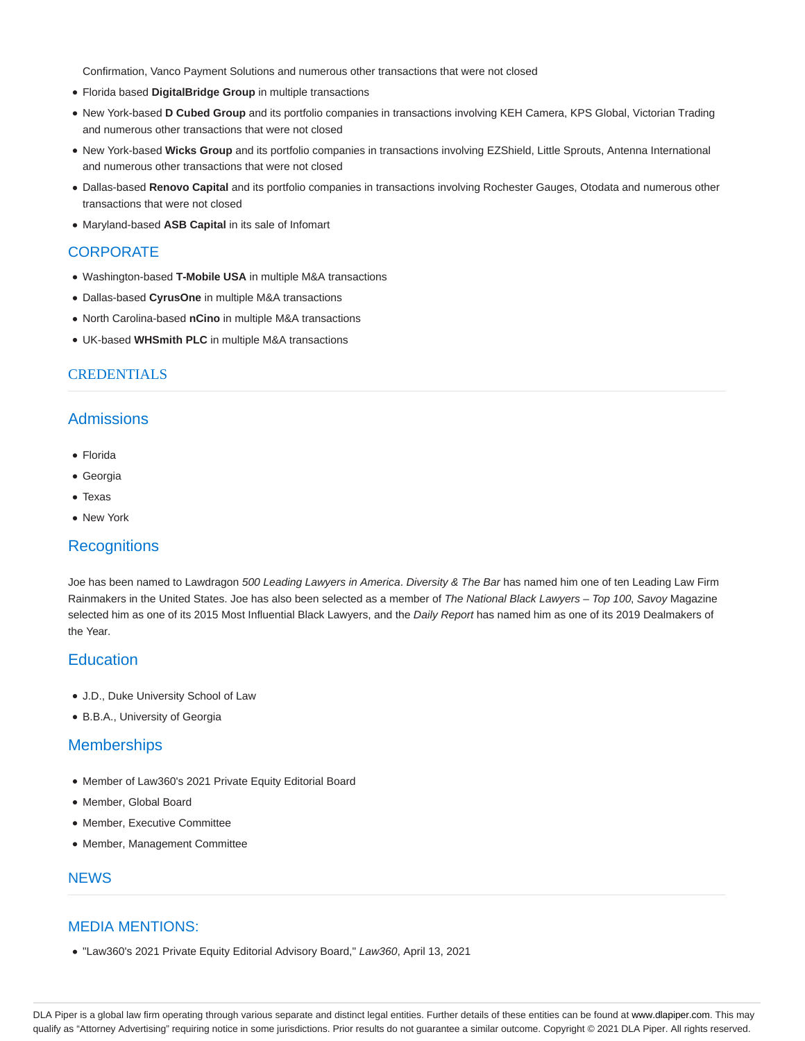Confirmation, Vanco Payment Solutions and numerous other transactions that were not closed

- Florida based **DigitalBridge Group** in multiple transactions
- New York-based **D Cubed Group** and its portfolio companies in transactions involving KEH Camera, KPS Global, Victorian Trading and numerous other transactions that were not closed
- New York-based **Wicks Group** and its portfolio companies in transactions involving EZShield, Little Sprouts, Antenna International and numerous other transactions that were not closed
- Dallas-based **Renovo Capital** and its portfolio companies in transactions involving Rochester Gauges, Otodata and numerous other transactions that were not closed
- Maryland-based **ASB Capital** in its sale of Infomart

## CORPORATE

- Washington-based **T-Mobile USA** in multiple M&A transactions
- Dallas-based **CyrusOne** in multiple M&A transactions
- North Carolina-based **nCino** in multiple M&A transactions
- UK-based **WHSmith PLC** in multiple M&A transactions

## CREDENTIALS

### Admissions

- Florida
- Georgia
- Texas
- New York

### Recognitions

Joe has been named to Lawdragon *500 Leading Lawyers in America*. *Diversity & The Bar* has named him one of ten Leading Law Firm Rainmakers in the United States. Joe has also been selected as a member of *The National Black Lawyers – Top 100*, *Savoy* Magazine selected him as one of its 2015 Most Influential Black Lawyers, and the *Daily Report* has named him as one of its 2019 Dealmakers of the Year.

### Education

- J.D., Duke University School of Law
- B.B.A., University of Georgia

### Memberships

- Member of Law360's 2021 Private Equity Editorial Board
- Member, Global Board
- Member, Executive Committee
- Member, Management Committee

## NEWS

### MEDIA MENTIONS:

- "Law360's 2021 Private Equity Editorial Advisory Board," *Law360*, April 13, 2021

DLA Piper is a global law firm operating through various separate and distinct legal entities. Further details of these entities can be found at www.dlapiper.com. This may qualify as "Attorney Advertising" requiring notice in some jurisdictions. Prior results do not guarantee a similar outcome. Copyright © 2021 DLA Piper. All rights reserved.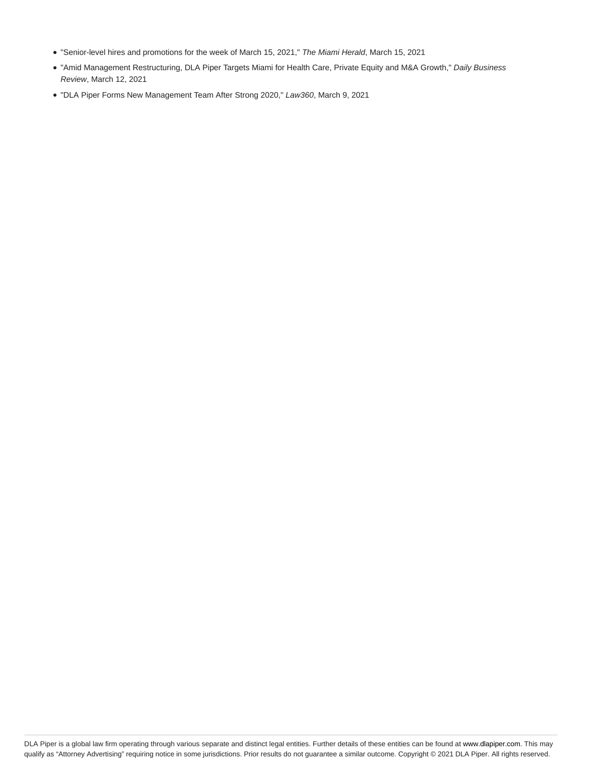- "Senior-level hires and promotions for the week of March 15, 2021," *The Miami Herald*, March 15, 2021
- "Amid Management Restructuring, DLA Piper Targets Miami for Health Care, Private Equity and M&A Growth," *Daily Business Review*, March 12, 2021
- "DLA Piper Forms New Management Team After Strong 2020," *Law360*, March 9, 2021

DLA Piper is a global law firm operating through various separate and distinct legal entities. Further details of these entities can be found at www.dlapiper.com. This may qualify as “Attorney Advertising” requiring notice in some jurisdictions. Prior results do not guarantee a similar outcome. Copyright © 2021 DLA Piper. All rights reserved.